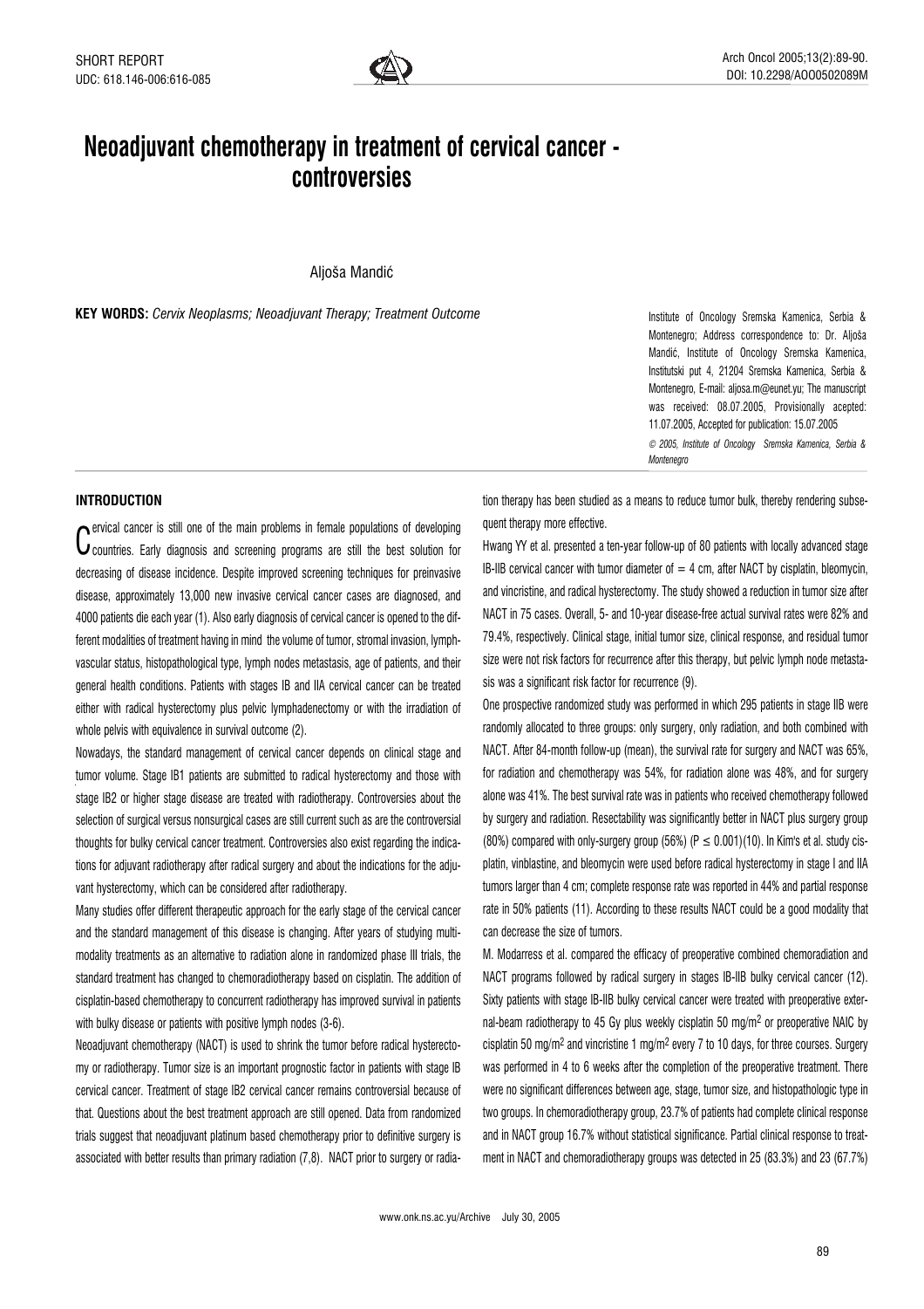SHORT REPORT
UDC: 618.146-006:616-085

# Neoadjuvant chemotherapy in treatment of cervical cancer - controversies

Aljoša Mandić

**KEY WORDS:** *Cervix Neoplasms; Neoadjuvant Therapy; Treatment Outcome*

Institute of Oncology Sremska Kamenica, Serbia & Montenegro; Address correspondence to: Dr. Aljoša Mandić, Institute of Oncology Sremska Kamenica, Institutski put 4, 21204 Sremska Kamenica, Serbia & Montenegro, E-mail: aljosa.m@eunet.yu; The manuscript was received: 08.07.2005, Provisionally acepted: 11.07.2005, Accepted for publication: 15.07.2005

*© 2005, Institute of Oncology Sremska Kamenica, Serbia & Montenegro*

## INTRODUCTION

Cervical cancer is still one of the main problems in female populations of developing countries. Early diagnosis and screening programs are still the best solution for decreasing of disease incidence. Despite improved screening techniques for preinvasive disease, approximately 13,000 new invasive cervical cancer cases are diagnosed, and 4000 patients die each year (1). Also early diagnosis of cervical cancer is opened to the different modalities of treatment having in mind the volume of tumor, stromal invasion, lymph-vascular status, histopathological type, lymph nodes metastasis, age of patients, and their general health conditions. Patients with stages IB and IIA cervical cancer can be treated either with radical hysterectomy plus pelvic lymphadenectomy or with the irradiation of whole pelvis with equivalence in survival outcome (2).

Nowadays, the standard management of cervical cancer depends on clinical stage and tumor volume. Stage IB1 patients are submitted to radical hysterectomy and those with stage IB2 or higher stage disease are treated with radiotherapy. Controversies about the selection of surgical versus nonsurgical cases are still current such as are the controversial thoughts for bulky cervical cancer treatment. Controversies also exist regarding the indications for adjuvant radiotherapy after radical surgery and about the indications for the adjuvant hysterectomy, which can be considered after radiotherapy.

Many studies offer different therapeutic approach for the early stage of the cervical cancer and the standard management of this disease is changing. After years of studying multimodality treatments as an alternative to radiation alone in randomized phase III trials, the standard treatment has changed to chemoradiotherapy based on cisplatin. The addition of cisplatin-based chemotherapy to concurrent radiotherapy has improved survival in patients with bulky disease or patients with positive lymph nodes (3-6).

Neoadjuvant chemotherapy (NACT) is used to shrink the tumor before radical hysterectomy or radiotherapy. Tumor size is an important prognostic factor in patients with stage IB cervical cancer. Treatment of stage IB2 cervical cancer remains controversial because of that. Questions about the best treatment approach are still opened. Data from randomized trials suggest that neoadjuvant platinum based chemotherapy prior to definitive surgery is associated with better results than primary radiation (7,8). NACT prior to surgery or radiation therapy has been studied as a means to reduce tumor bulk, thereby rendering subsequent therapy more effective.

Hwang YY et al. presented a ten-year follow-up of 80 patients with locally advanced stage IB-IIB cervical cancer with tumor diameter of = 4 cm, after NACT by cisplatin, bleomycin, and vincristine, and radical hysterectomy. The study showed a reduction in tumor size after NACT in 75 cases. Overall, 5- and 10-year disease-free actual survival rates were 82% and 79.4%, respectively. Clinical stage, initial tumor size, clinical response, and residual tumor size were not risk factors for recurrence after this therapy, but pelvic lymph node metastasis was a significant risk factor for recurrence (9).

One prospective randomized study was performed in which 295 patients in stage IIB were randomly allocated to three groups: only surgery, only radiation, and both combined with NACT. After 84-month follow-up (mean), the survival rate for surgery and NACT was 65%, for radiation and chemotherapy was 54%, for radiation alone was 48%, and for surgery alone was 41%. The best survival rate was in patients who received chemotherapy followed by surgery and radiation. Resectability was significantly better in NACT plus surgery group (80%) compared with only-surgery group (56%) ($P \leq 0.001$)(10). In Kim's et al. study cisplatin, vinblastine, and bleomycin were used before radical hysterectomy in stage I and IIA tumors larger than 4 cm; complete response rate was reported in 44% and partial response rate in 50% patients (11). According to these results NACT could be a good modality that can decrease the size of tumors.

M. Modarress et al. compared the efficacy of preoperative combined chemoradiation and NACT programs followed by radical surgery in stages IB-IIB bulky cervical cancer (12). Sixty patients with stage IB-IIB bulky cervical cancer were treated with preoperative external-beam radiotherapy to 45 Gy plus weekly cisplatin 50 mg/m$^2$ or preoperative NAIC by cisplatin 50 mg/m$^2$ and vincristine 1 mg/m$^2$ every 7 to 10 days, for three courses. Surgery was performed in 4 to 6 weeks after the completion of the preoperative treatment. There were no significant differences between age, stage, tumor size, and histopathologic type in two groups. In chemoradiotherapy group, 23.7% of patients had complete clinical response and in NACT group 16.7% without statistical significance. Partial clinical response to treatment in NACT and chemoradiotherapy groups was detected in 25 (83.3%) and 23 (67.7%)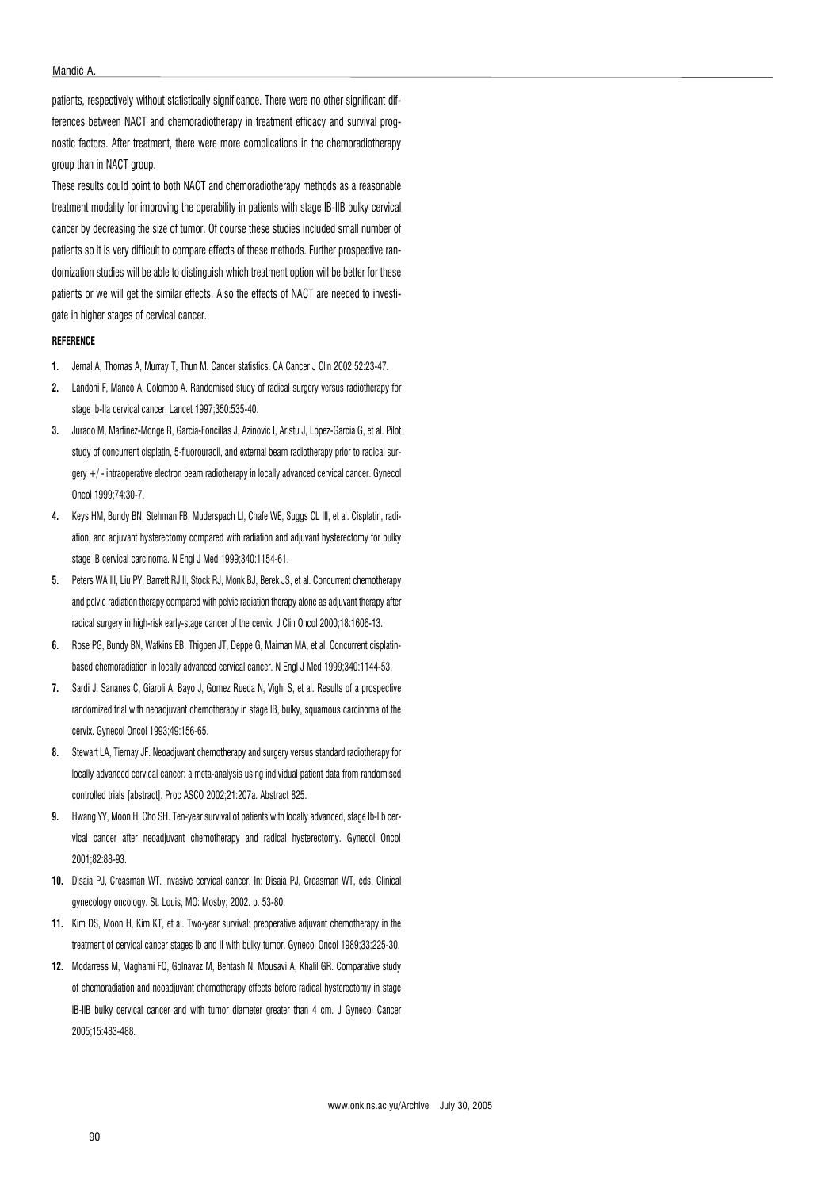patients, respectively without statistically significance. There were no other significant differences between NACT and chemoradiotherapy in treatment efficacy and survival prognostic factors. After treatment, there were more complications in the chemoradiotherapy group than in NACT group.

These results could point to both NACT and chemoradiotherapy methods as a reasonable treatment modality for improving the operability in patients with stage IB-IIB bulky cervical cancer by decreasing the size of tumor. Of course these studies included small number of patients so it is very difficult to compare effects of these methods. Further prospective randomization studies will be able to distinguish which treatment option will be better for these patients or we will get the similar effects. Also the effects of NACT are needed to investigate in higher stages of cervical cancer.

#### REFERENCE

1. Jemal A, Thomas A, Murray T, Thun M. Cancer statistics. CA Cancer J Clin 2002;52:23-47.
2. Landoni F, Maneo A, Colombo A. Randomised study of radical surgery versus radiotherapy for stage Ib-IIa cervical cancer. Lancet 1997;350:535-40.
3. Jurado M, Martinez-Monge R, Garcia-Foncillas J, Azinovic I, Aristu J, Lopez-Garcia G, et al. Pilot study of concurrent cisplatin, 5-fluorouracil, and external beam radiotherapy prior to radical surgery +/- intraoperative electron beam radiotherapy in locally advanced cervical cancer. Gynecol Oncol 1999;74:30-7.
4. Keys HM, Bundy BN, Stehman FB, Muderspach LI, Chafe WE, Suggs CL III, et al. Cisplatin, radiation, and adjuvant hysterectomy compared with radiation and adjuvant hysterectomy for bulky stage IB cervical carcinoma. N Engl J Med 1999;340:1154-61.
5. Peters WA III, Liu PY, Barrett RJ II, Stock RJ, Monk BJ, Berek JS, et al. Concurrent chemotherapy and pelvic radiation therapy compared with pelvic radiation therapy alone as adjuvant therapy after radical surgery in high-risk early-stage cancer of the cervix. J Clin Oncol 2000;18:1606-13.
6. Rose PG, Bundy BN, Watkins EB, Thigpen JT, Deppe G, Maiman MA, et al. Concurrent cisplatin-based chemoradiation in locally advanced cervical cancer. N Engl J Med 1999;340:1144-53.
7. Sardi J, Sananes C, Giaroli A, Bayo J, Gomez Rueda N, Vighi S, et al. Results of a prospective randomized trial with neoadjuvant chemotherapy in stage IB, bulky, squamous carcinoma of the cervix. Gynecol Oncol 1993;49:156-65.
8. Stewart LA, Tiernay JF. Neoadjuvant chemotherapy and surgery versus standard radiotherapy for locally advanced cervical cancer: a meta-analysis using individual patient data from randomised controlled trials [abstract]. Proc ASCO 2002;21:207a. Abstract 825.
9. Hwang YY, Moon H, Cho SH. Ten-year survival of patients with locally advanced, stage Ib-IIb cervical cancer after neoadjuvant chemotherapy and radical hysterectomy. Gynecol Oncol 2001;82:88-93.
10. Disaia PJ, Creasman WT. Invasive cervical cancer. In: Disaia PJ, Creasman WT, eds. Clinical gynecology oncology. St. Louis, MO: Mosby; 2002. p. 53-80.
11. Kim DS, Moon H, Kim KT, et al. Two-year survival: preoperative adjuvant chemotherapy in the treatment of cervical cancer stages Ib and II with bulky tumor. Gynecol Oncol 1989;33:225-30.
12. Modarress M, Maghami FQ, Golnavaz M, Behtash N, Mousavi A, Khalil GR. Comparative study of chemoradiation and neoadjuvant chemotherapy effects before radical hysterectomy in stage IB-IIB bulky cervical cancer and with tumor diameter greater than 4 cm. J Gynecol Cancer 2005;15:483-488.